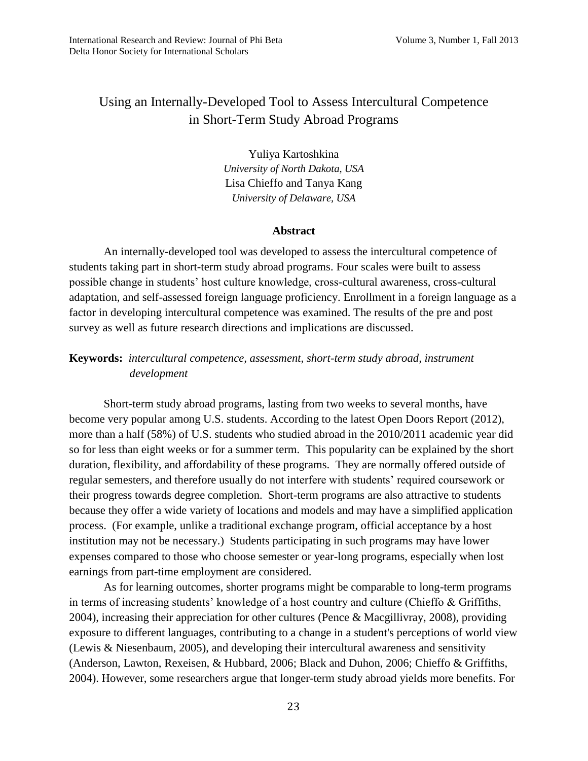# Using an Internally-Developed Tool to Assess Intercultural Competence in Short-Term Study Abroad Programs

Yuliya Kartoshkina
*University of North Dakota, USA*
Lisa Chieffo and Tanya Kang
*University of Delaware, USA*

## Abstract

An internally-developed tool was developed to assess the intercultural competence of students taking part in short-term study abroad programs. Four scales were built to assess possible change in students' host culture knowledge, cross-cultural awareness, cross-cultural adaptation, and self-assessed foreign language proficiency. Enrollment in a foreign language as a factor in developing intercultural competence was examined. The results of the pre and post survey as well as future research directions and implications are discussed.

**Keywords:** *intercultural competence, assessment, short-term study abroad, instrument development*

Short-term study abroad programs, lasting from two weeks to several months, have become very popular among U.S. students. According to the latest Open Doors Report (2012), more than a half (58%) of U.S. students who studied abroad in the 2010/2011 academic year did so for less than eight weeks or for a summer term. This popularity can be explained by the short duration, flexibility, and affordability of these programs. They are normally offered outside of regular semesters, and therefore usually do not interfere with students' required coursework or their progress towards degree completion. Short-term programs are also attractive to students because they offer a wide variety of locations and models and may have a simplified application process. (For example, unlike a traditional exchange program, official acceptance by a host institution may not be necessary.) Students participating in such programs may have lower expenses compared to those who choose semester or year-long programs, especially when lost earnings from part-time employment are considered.

As for learning outcomes, shorter programs might be comparable to long-term programs in terms of increasing students' knowledge of a host country and culture (Chieffo & Griffiths, 2004), increasing their appreciation for other cultures (Pence & Macgillivray, 2008), providing exposure to different languages, contributing to a change in a student's perceptions of world view (Lewis & Niesenbaum, 2005), and developing their intercultural awareness and sensitivity (Anderson, Lawton, Rexeisen, & Hubbard, 2006; Black and Duhon, 2006; Chieffo & Griffiths, 2004). However, some researchers argue that longer-term study abroad yields more benefits. For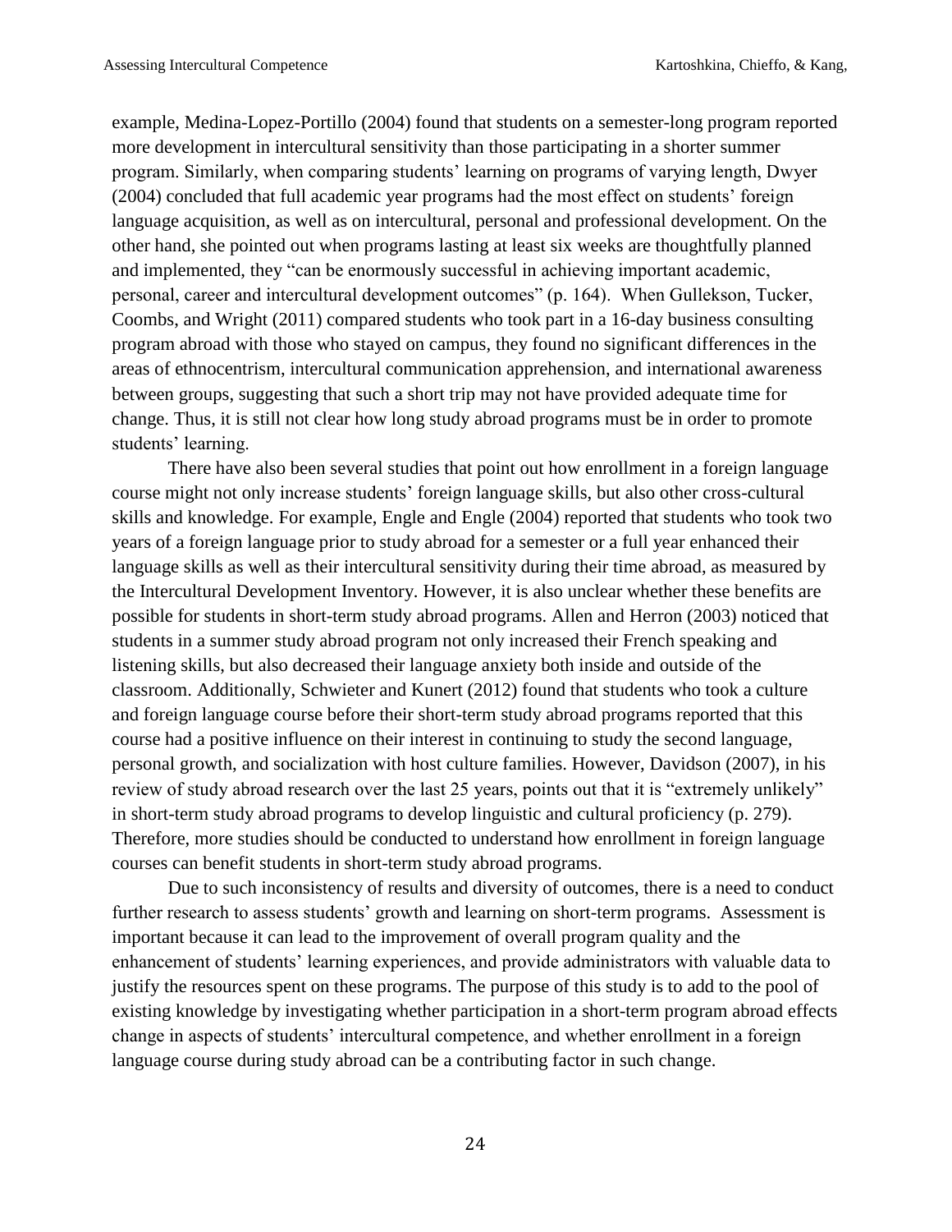example, Medina-Lopez-Portillo (2004) found that students on a semester-long program reported more development in intercultural sensitivity than those participating in a shorter summer program. Similarly, when comparing students' learning on programs of varying length, Dwyer (2004) concluded that full academic year programs had the most effect on students' foreign language acquisition, as well as on intercultural, personal and professional development. On the other hand, she pointed out when programs lasting at least six weeks are thoughtfully planned and implemented, they "can be enormously successful in achieving important academic, personal, career and intercultural development outcomes" (p. 164). When Gullekson, Tucker, Coombs, and Wright (2011) compared students who took part in a 16-day business consulting program abroad with those who stayed on campus, they found no significant differences in the areas of ethnocentrism, intercultural communication apprehension, and international awareness between groups, suggesting that such a short trip may not have provided adequate time for change. Thus, it is still not clear how long study abroad programs must be in order to promote students' learning.

There have also been several studies that point out how enrollment in a foreign language course might not only increase students' foreign language skills, but also other cross-cultural skills and knowledge. For example, Engle and Engle (2004) reported that students who took two years of a foreign language prior to study abroad for a semester or a full year enhanced their language skills as well as their intercultural sensitivity during their time abroad, as measured by the Intercultural Development Inventory. However, it is also unclear whether these benefits are possible for students in short-term study abroad programs. Allen and Herron (2003) noticed that students in a summer study abroad program not only increased their French speaking and listening skills, but also decreased their language anxiety both inside and outside of the classroom. Additionally, Schwieter and Kunert (2012) found that students who took a culture and foreign language course before their short-term study abroad programs reported that this course had a positive influence on their interest in continuing to study the second language, personal growth, and socialization with host culture families. However, Davidson (2007), in his review of study abroad research over the last 25 years, points out that it is "extremely unlikely" in short-term study abroad programs to develop linguistic and cultural proficiency (p. 279). Therefore, more studies should be conducted to understand how enrollment in foreign language courses can benefit students in short-term study abroad programs.

Due to such inconsistency of results and diversity of outcomes, there is a need to conduct further research to assess students' growth and learning on short-term programs. Assessment is important because it can lead to the improvement of overall program quality and the enhancement of students' learning experiences, and provide administrators with valuable data to justify the resources spent on these programs. The purpose of this study is to add to the pool of existing knowledge by investigating whether participation in a short-term program abroad effects change in aspects of students' intercultural competence, and whether enrollment in a foreign language course during study abroad can be a contributing factor in such change.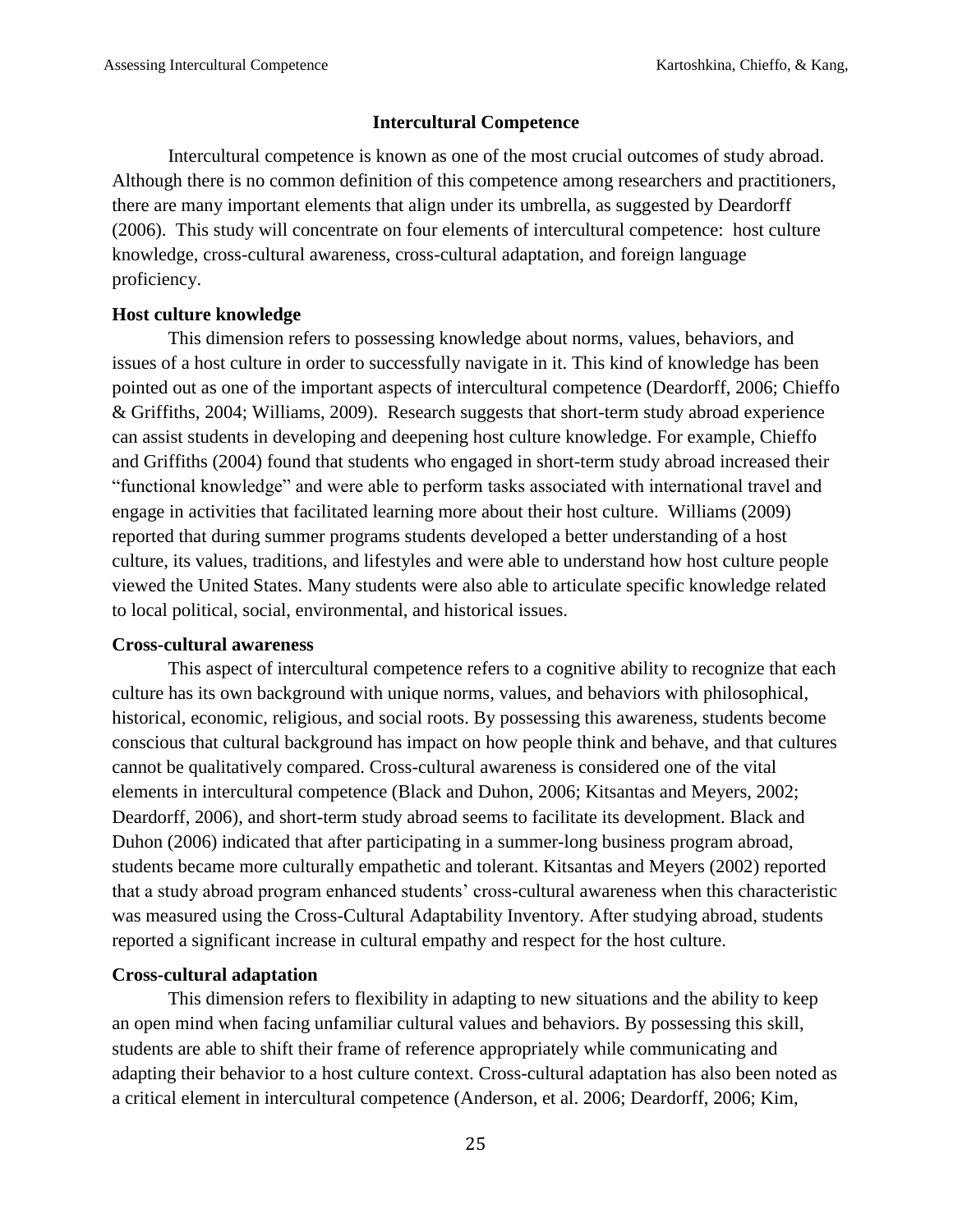## Intercultural Competence

Intercultural competence is known as one of the most crucial outcomes of study abroad. Although there is no common definition of this competence among researchers and practitioners, there are many important elements that align under its umbrella, as suggested by Deardorff (2006). This study will concentrate on four elements of intercultural competence: host culture knowledge, cross-cultural awareness, cross-cultural adaptation, and foreign language proficiency.

### Host culture knowledge

This dimension refers to possessing knowledge about norms, values, behaviors, and issues of a host culture in order to successfully navigate in it. This kind of knowledge has been pointed out as one of the important aspects of intercultural competence (Deardorff, 2006; Chieffo & Griffiths, 2004; Williams, 2009). Research suggests that short-term study abroad experience can assist students in developing and deepening host culture knowledge. For example, Chieffo and Griffiths (2004) found that students who engaged in short-term study abroad increased their "functional knowledge" and were able to perform tasks associated with international travel and engage in activities that facilitated learning more about their host culture. Williams (2009) reported that during summer programs students developed a better understanding of a host culture, its values, traditions, and lifestyles and were able to understand how host culture people viewed the United States. Many students were also able to articulate specific knowledge related to local political, social, environmental, and historical issues.

### Cross-cultural awareness

This aspect of intercultural competence refers to a cognitive ability to recognize that each culture has its own background with unique norms, values, and behaviors with philosophical, historical, economic, religious, and social roots. By possessing this awareness, students become conscious that cultural background has impact on how people think and behave, and that cultures cannot be qualitatively compared. Cross-cultural awareness is considered one of the vital elements in intercultural competence (Black and Duhon, 2006; Kitsantas and Meyers, 2002; Deardorff, 2006), and short-term study abroad seems to facilitate its development. Black and Duhon (2006) indicated that after participating in a summer-long business program abroad, students became more culturally empathetic and tolerant. Kitsantas and Meyers (2002) reported that a study abroad program enhanced students' cross-cultural awareness when this characteristic was measured using the Cross-Cultural Adaptability Inventory. After studying abroad, students reported a significant increase in cultural empathy and respect for the host culture.

### Cross-cultural adaptation

This dimension refers to flexibility in adapting to new situations and the ability to keep an open mind when facing unfamiliar cultural values and behaviors. By possessing this skill, students are able to shift their frame of reference appropriately while communicating and adapting their behavior to a host culture context. Cross-cultural adaptation has also been noted as a critical element in intercultural competence (Anderson, et al. 2006; Deardorff, 2006; Kim,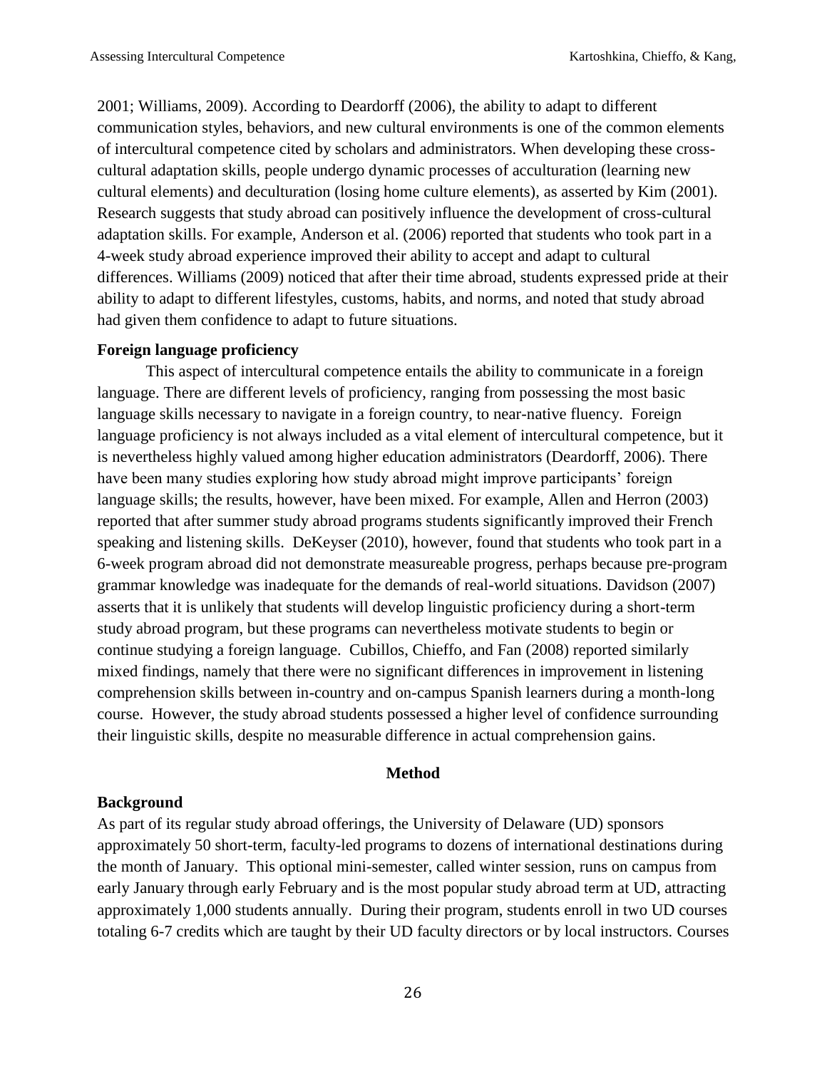2001; Williams, 2009). According to Deardorff (2006), the ability to adapt to different communication styles, behaviors, and new cultural environments is one of the common elements of intercultural competence cited by scholars and administrators. When developing these cross-cultural adaptation skills, people undergo dynamic processes of acculturation (learning new cultural elements) and deculturation (losing home culture elements), as asserted by Kim (2001). Research suggests that study abroad can positively influence the development of cross-cultural adaptation skills. For example, Anderson et al. (2006) reported that students who took part in a 4-week study abroad experience improved their ability to accept and adapt to cultural differences. Williams (2009) noticed that after their time abroad, students expressed pride at their ability to adapt to different lifestyles, customs, habits, and norms, and noted that study abroad had given them confidence to adapt to future situations.

**Foreign language proficiency**

This aspect of intercultural competence entails the ability to communicate in a foreign language. There are different levels of proficiency, ranging from possessing the most basic language skills necessary to navigate in a foreign country, to near-native fluency. Foreign language proficiency is not always included as a vital element of intercultural competence, but it is nevertheless highly valued among higher education administrators (Deardorff, 2006). There have been many studies exploring how study abroad might improve participants' foreign language skills; the results, however, have been mixed. For example, Allen and Herron (2003) reported that after summer study abroad programs students significantly improved their French speaking and listening skills. DeKeyser (2010), however, found that students who took part in a 6-week program abroad did not demonstrate measureable progress, perhaps because pre-program grammar knowledge was inadequate for the demands of real-world situations. Davidson (2007) asserts that it is unlikely that students will develop linguistic proficiency during a short-term study abroad program, but these programs can nevertheless motivate students to begin or continue studying a foreign language. Cubillos, Chieffo, and Fan (2008) reported similarly mixed findings, namely that there were no significant differences in improvement in listening comprehension skills between in-country and on-campus Spanish learners during a month-long course. However, the study abroad students possessed a higher level of confidence surrounding their linguistic skills, despite no measurable difference in actual comprehension gains.

## Method

**Background**

As part of its regular study abroad offerings, the University of Delaware (UD) sponsors approximately 50 short-term, faculty-led programs to dozens of international destinations during the month of January. This optional mini-semester, called winter session, runs on campus from early January through early February and is the most popular study abroad term at UD, attracting approximately 1,000 students annually. During their program, students enroll in two UD courses totaling 6-7 credits which are taught by their UD faculty directors or by local instructors. Courses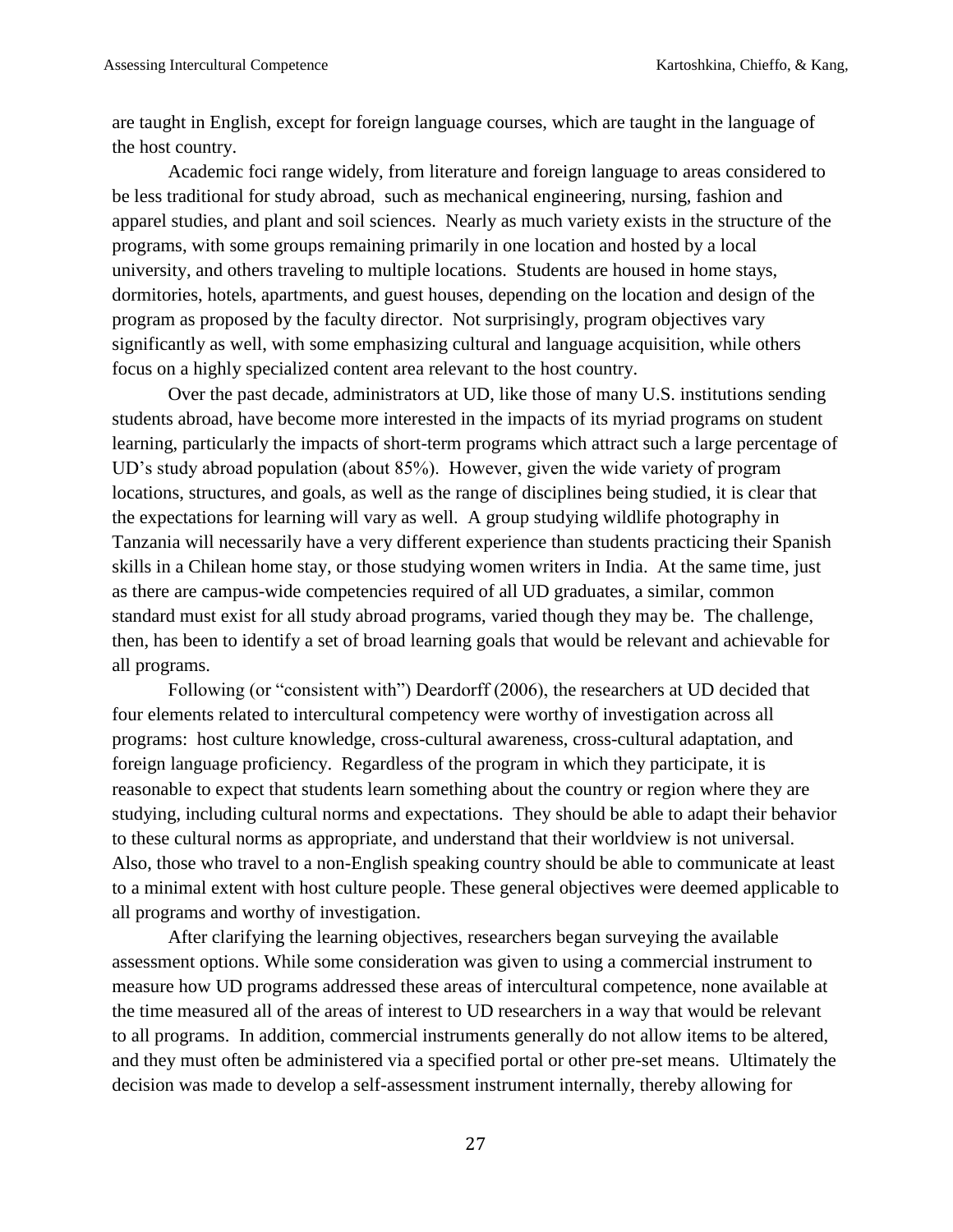are taught in English, except for foreign language courses, which are taught in the language of the host country.

Academic foci range widely, from literature and foreign language to areas considered to be less traditional for study abroad, such as mechanical engineering, nursing, fashion and apparel studies, and plant and soil sciences. Nearly as much variety exists in the structure of the programs, with some groups remaining primarily in one location and hosted by a local university, and others traveling to multiple locations. Students are housed in home stays, dormitories, hotels, apartments, and guest houses, depending on the location and design of the program as proposed by the faculty director. Not surprisingly, program objectives vary significantly as well, with some emphasizing cultural and language acquisition, while others focus on a highly specialized content area relevant to the host country.

Over the past decade, administrators at UD, like those of many U.S. institutions sending students abroad, have become more interested in the impacts of its myriad programs on student learning, particularly the impacts of short-term programs which attract such a large percentage of UD's study abroad population (about 85%). However, given the wide variety of program locations, structures, and goals, as well as the range of disciplines being studied, it is clear that the expectations for learning will vary as well. A group studying wildlife photography in Tanzania will necessarily have a very different experience than students practicing their Spanish skills in a Chilean home stay, or those studying women writers in India. At the same time, just as there are campus-wide competencies required of all UD graduates, a similar, common standard must exist for all study abroad programs, varied though they may be. The challenge, then, has been to identify a set of broad learning goals that would be relevant and achievable for all programs.

Following (or "consistent with") Deardorff (2006), the researchers at UD decided that four elements related to intercultural competency were worthy of investigation across all programs: host culture knowledge, cross-cultural awareness, cross-cultural adaptation, and foreign language proficiency. Regardless of the program in which they participate, it is reasonable to expect that students learn something about the country or region where they are studying, including cultural norms and expectations. They should be able to adapt their behavior to these cultural norms as appropriate, and understand that their worldview is not universal. Also, those who travel to a non-English speaking country should be able to communicate at least to a minimal extent with host culture people. These general objectives were deemed applicable to all programs and worthy of investigation.

After clarifying the learning objectives, researchers began surveying the available assessment options. While some consideration was given to using a commercial instrument to measure how UD programs addressed these areas of intercultural competence, none available at the time measured all of the areas of interest to UD researchers in a way that would be relevant to all programs. In addition, commercial instruments generally do not allow items to be altered, and they must often be administered via a specified portal or other pre-set means. Ultimately the decision was made to develop a self-assessment instrument internally, thereby allowing for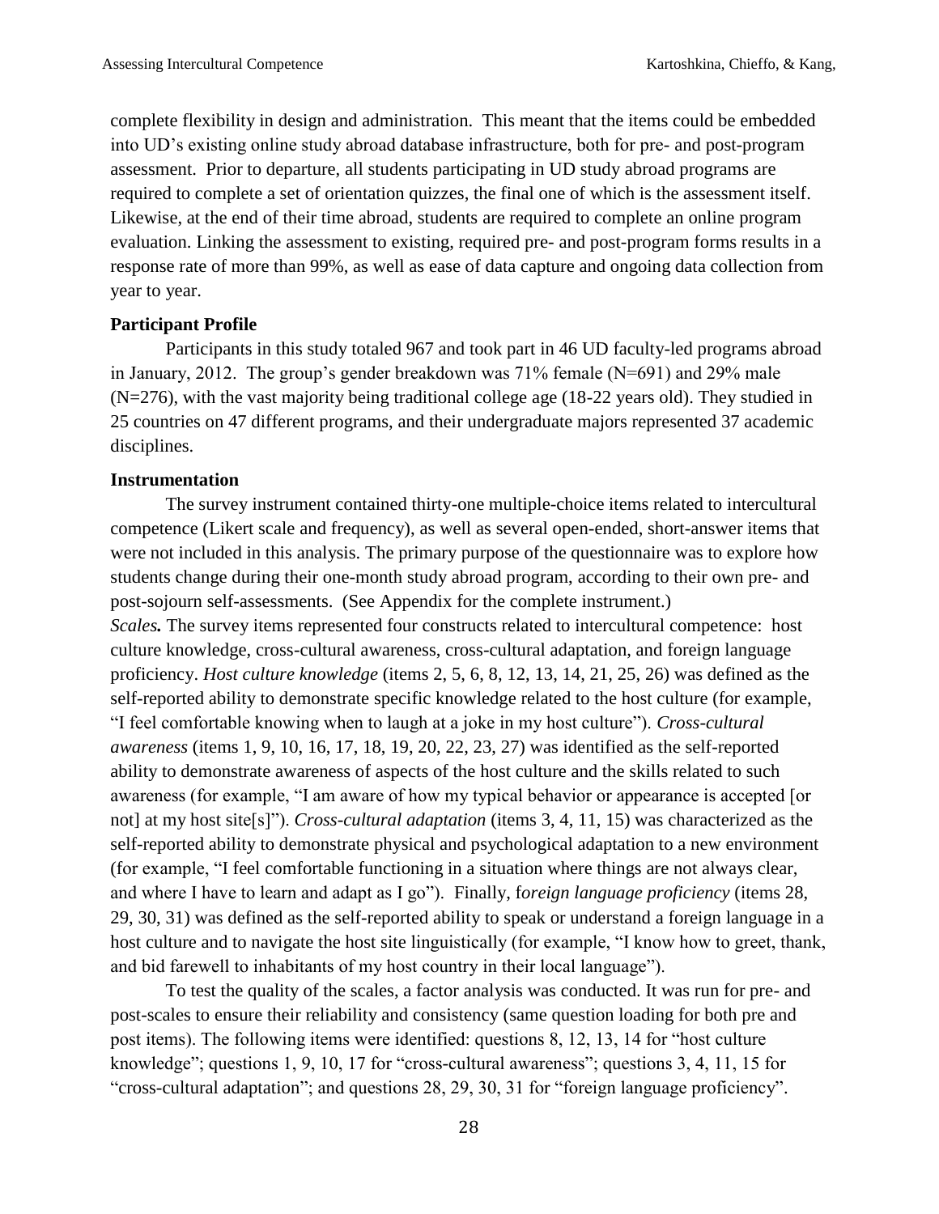complete flexibility in design and administration. This meant that the items could be embedded into UD's existing online study abroad database infrastructure, both for pre- and post-program assessment. Prior to departure, all students participating in UD study abroad programs are required to complete a set of orientation quizzes, the final one of which is the assessment itself. Likewise, at the end of their time abroad, students are required to complete an online program evaluation. Linking the assessment to existing, required pre- and post-program forms results in a response rate of more than 99%, as well as ease of data capture and ongoing data collection from year to year.

**Participant Profile**

Participants in this study totaled 967 and took part in 46 UD faculty-led programs abroad in January, 2012. The group's gender breakdown was 71% female (N=691) and 29% male (N=276), with the vast majority being traditional college age (18-22 years old). They studied in 25 countries on 47 different programs, and their undergraduate majors represented 37 academic disciplines.

**Instrumentation**

The survey instrument contained thirty-one multiple-choice items related to intercultural competence (Likert scale and frequency), as well as several open-ended, short-answer items that were not included in this analysis. The primary purpose of the questionnaire was to explore how students change during their one-month study abroad program, according to their own pre- and post-sojourn self-assessments. (See Appendix for the complete instrument.)

***Scales.*** The survey items represented four constructs related to intercultural competence: host culture knowledge, cross-cultural awareness, cross-cultural adaptation, and foreign language proficiency. *Host culture knowledge* (items 2, 5, 6, 8, 12, 13, 14, 21, 25, 26) was defined as the self-reported ability to demonstrate specific knowledge related to the host culture (for example, "I feel comfortable knowing when to laugh at a joke in my host culture"). *Cross-cultural awareness* (items 1, 9, 10, 16, 17, 18, 19, 20, 22, 23, 27) was identified as the self-reported ability to demonstrate awareness of aspects of the host culture and the skills related to such awareness (for example, "I am aware of how my typical behavior or appearance is accepted [or not] at my host site[s]"). *Cross-cultural adaptation* (items 3, 4, 11, 15) was characterized as the self-reported ability to demonstrate physical and psychological adaptation to a new environment (for example, "I feel comfortable functioning in a situation where things are not always clear, and where I have to learn and adapt as I go"). Finally, f*oreign language proficiency* (items 28, 29, 30, 31) was defined as the self-reported ability to speak or understand a foreign language in a host culture and to navigate the host site linguistically (for example, "I know how to greet, thank, and bid farewell to inhabitants of my host country in their local language").

To test the quality of the scales, a factor analysis was conducted. It was run for pre- and post-scales to ensure their reliability and consistency (same question loading for both pre and post items). The following items were identified: questions 8, 12, 13, 14 for "host culture knowledge"; questions 1, 9, 10, 17 for "cross-cultural awareness"; questions 3, 4, 11, 15 for "cross-cultural adaptation"; and questions 28, 29, 30, 31 for "foreign language proficiency".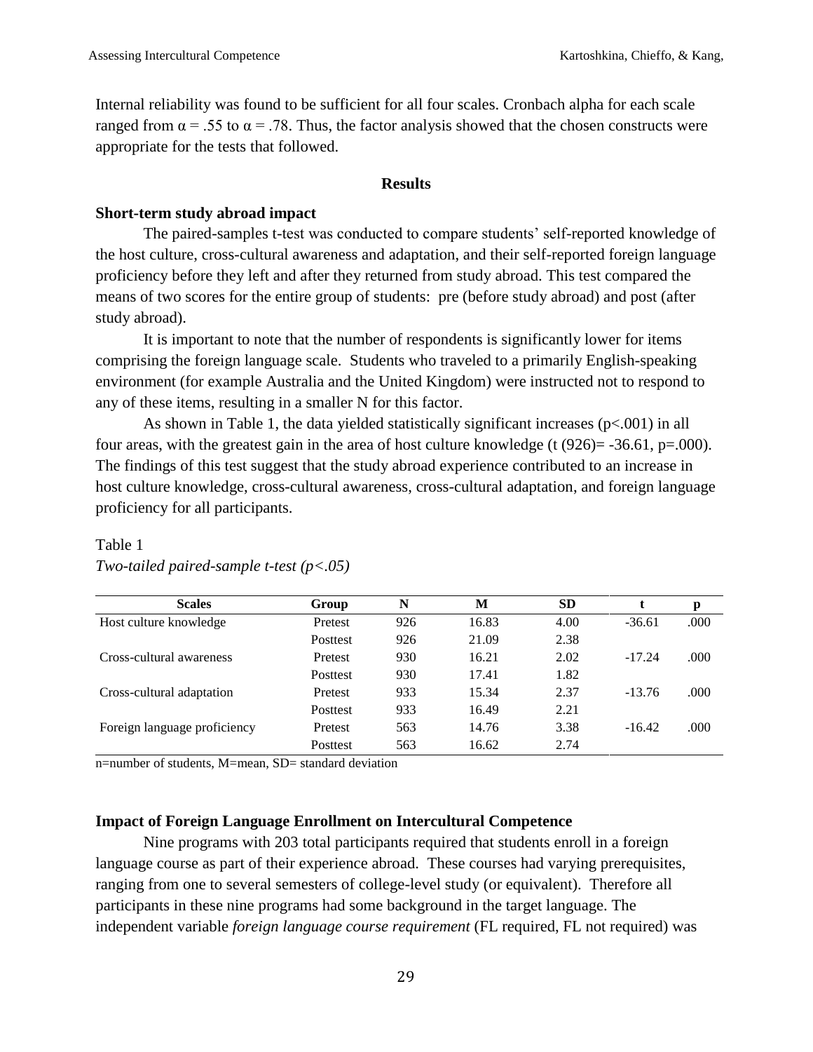Internal reliability was found to be sufficient for all four scales. Cronbach alpha for each scale ranged from $\alpha = .55$ to $\alpha = .78$. Thus, the factor analysis showed that the chosen constructs were appropriate for the tests that followed.

## Results

### Short-term study abroad impact

The paired-samples t-test was conducted to compare students' self-reported knowledge of the host culture, cross-cultural awareness and adaptation, and their self-reported foreign language proficiency before they left and after they returned from study abroad. This test compared the means of two scores for the entire group of students: pre (before study abroad) and post (after study abroad).

It is important to note that the number of respondents is significantly lower for items comprising the foreign language scale. Students who traveled to a primarily English-speaking environment (for example Australia and the United Kingdom) were instructed not to respond to any of these items, resulting in a smaller N for this factor.

As shown in Table 1, the data yielded statistically significant increases ($p<.001$) in all four areas, with the greatest gain in the area of host culture knowledge ($t(926)= -36.61$, $p=.000$). The findings of this test suggest that the study abroad experience contributed to an increase in host culture knowledge, cross-cultural awareness, cross-cultural adaptation, and foreign language proficiency for all participants.

Table 1
*Two-tailed paired-sample t-test (p<.05)*

| Scales | Group | N | M | SD | t | p |
|---|---|---|---|---|---|---|
| Host culture knowledge | Pretest | 926 | 16.83 | 4.00 | -36.61 | .000 |
| | Posttest | 926 | 21.09 | 2.38 | | |
| Cross-cultural awareness | Pretest | 930 | 16.21 | 2.02 | -17.24 | .000 |
| | Posttest | 930 | 17.41 | 1.82 | | |
| Cross-cultural adaptation | Pretest | 933 | 15.34 | 2.37 | -13.76 | .000 |
| | Posttest | 933 | 16.49 | 2.21 | | |
| Foreign language proficiency | Pretest | 563 | 14.76 | 3.38 | -16.42 | .000 |
| | Posttest | 563 | 16.62 | 2.74 | | |

n=number of students, M=mean, SD= standard deviation

### Impact of Foreign Language Enrollment on Intercultural Competence

Nine programs with 203 total participants required that students enroll in a foreign language course as part of their experience abroad. These courses had varying prerequisites, ranging from one to several semesters of college-level study (or equivalent). Therefore all participants in these nine programs had some background in the target language. The independent variable *foreign language course requirement* (FL required, FL not required) was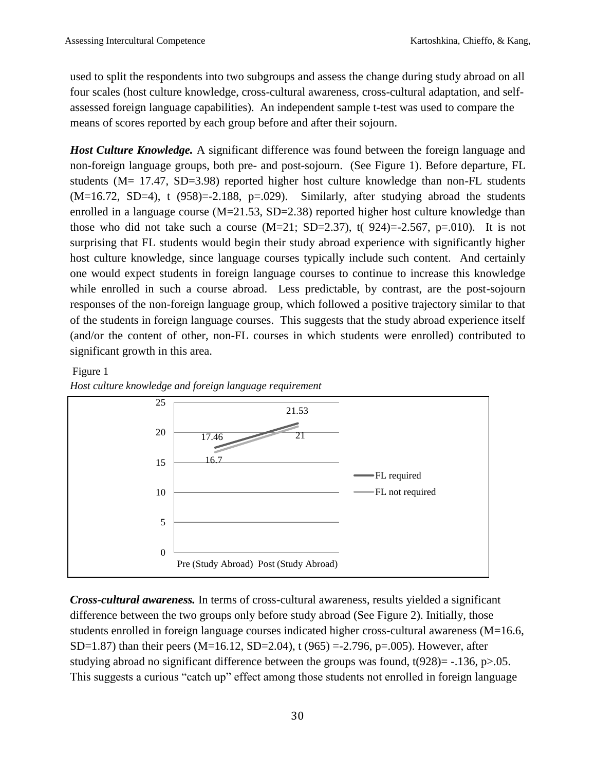used to split the respondents into two subgroups and assess the change during study abroad on all four scales (host culture knowledge, cross-cultural awareness, cross-cultural adaptation, and self-assessed foreign language capabilities). An independent sample t-test was used to compare the means of scores reported by each group before and after their sojourn.

***Host Culture Knowledge.*** A significant difference was found between the foreign language and non-foreign language groups, both pre- and post-sojourn. (See Figure 1). Before departure, FL students (M= 17.47, SD=3.98) reported higher host culture knowledge than non-FL students (M=16.72, SD=4), t (958)=-2.188, p=.029). Similarly, after studying abroad the students enrolled in a language course (M=21.53, SD=2.38) reported higher host culture knowledge than those who did not take such a course (M=21; SD=2.37), t( 924)=-2.567, p=.010). It is not surprising that FL students would begin their study abroad experience with significantly higher host culture knowledge, since language courses typically include such content. And certainly one would expect students in foreign language courses to continue to increase this knowledge while enrolled in such a course abroad. Less predictable, by contrast, are the post-sojourn responses of the non-foreign language group, which followed a positive trajectory similar to that of the students in foreign language courses. This suggests that the study abroad experience itself (and/or the content of other, non-FL courses in which students were enrolled) contributed to significant growth in this area.

Figure 1

*Host culture knowledge and foreign language requirement*

| | Pre (Study Abroad) | Post (Study Abroad) |
|---|---|---|
| FL required | 17.46 | 21.53 |
| FL not required | 16.7 | 21 |

***Cross-cultural awareness.*** In terms of cross-cultural awareness, results yielded a significant difference between the two groups only before study abroad (See Figure 2). Initially, those students enrolled in foreign language courses indicated higher cross-cultural awareness (M=16.6, SD=1.87) than their peers (M=16.12, SD=2.04), t (965) =-2.796, p=.005). However, after studying abroad no significant difference between the groups was found, t(928)= -.136, p>.05. This suggests a curious "catch up" effect among those students not enrolled in foreign language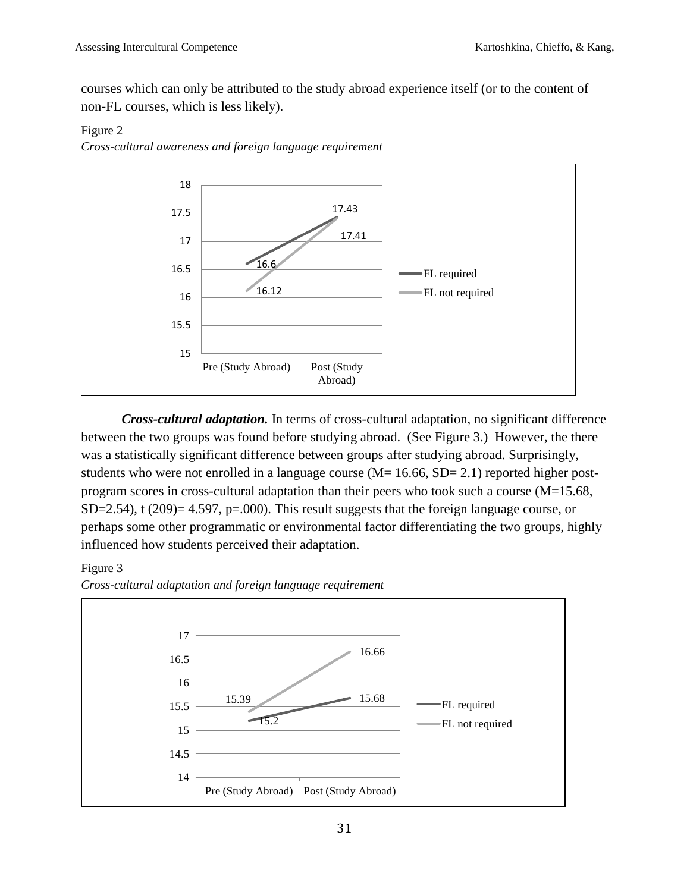courses which can only be attributed to the study abroad experience itself (or to the content of non-FL courses, which is less likely).

Figure 2

*Cross-cultural awareness and foreign language requirement*

***Cross-cultural adaptation.*** In terms of cross-cultural adaptation, no significant difference between the two groups was found before studying abroad. (See Figure 3.) However, the there was a statistically significant difference between groups after studying abroad. Surprisingly, students who were not enrolled in a language course (M= 16.66, SD= 2.1) reported higher post-program scores in cross-cultural adaptation than their peers who took such a course (M=15.68, SD=2.54), t (209)= 4.597, p=.000). This result suggests that the foreign language course, or perhaps some other programmatic or environmental factor differentiating the two groups, highly influenced how students perceived their adaptation.

Figure 3

*Cross-cultural adaptation and foreign language requirement*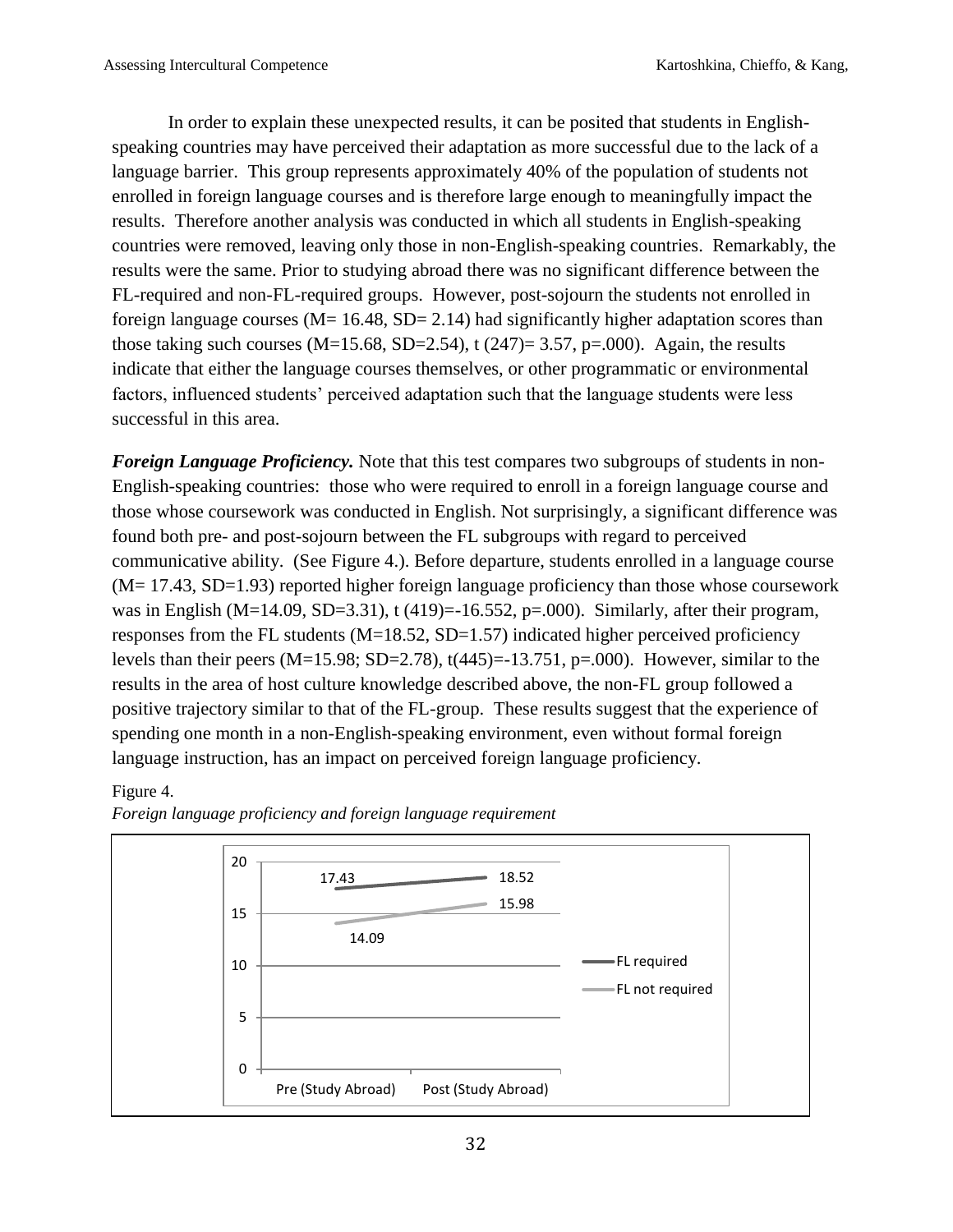In order to explain these unexpected results, it can be posited that students in English-speaking countries may have perceived their adaptation as more successful due to the lack of a language barrier. This group represents approximately 40% of the population of students not enrolled in foreign language courses and is therefore large enough to meaningfully impact the results. Therefore another analysis was conducted in which all students in English-speaking countries were removed, leaving only those in non-English-speaking countries. Remarkably, the results were the same. Prior to studying abroad there was no significant difference between the FL-required and non-FL-required groups. However, post-sojourn the students not enrolled in foreign language courses ($M = 16.48$, $SD = 2.14$) had significantly higher adaptation scores than those taking such courses ($M=15.68$, $SD=2.54$), $t(247) = 3.57$, $p=.000$). Again, the results indicate that either the language courses themselves, or other programmatic or environmental factors, influenced students' perceived adaptation such that the language students were less successful in this area.

***Foreign Language Proficiency.*** Note that this test compares two subgroups of students in non-English-speaking countries: those who were required to enroll in a foreign language course and those whose coursework was conducted in English. Not surprisingly, a significant difference was found both pre- and post-sojourn between the FL subgroups with regard to perceived communicative ability. (See Figure 4.). Before departure, students enrolled in a language course ($M= 17.43$, $SD=1.93$) reported higher foreign language proficiency than those whose coursework was in English ($M=14.09$, $SD=3.31$), $t(419)=-16.552$, $p=.000$). Similarly, after their program, responses from the FL students ($M=18.52$, $SD=1.57$) indicated higher perceived proficiency levels than their peers ($M=15.98$; $SD=2.78$), $t(445)=-13.751$, $p=.000$). However, similar to the results in the area of host culture knowledge described above, the non-FL group followed a positive trajectory similar to that of the FL-group. These results suggest that the experience of spending one month in a non-English-speaking environment, even without formal foreign language instruction, has an impact on perceived foreign language proficiency.

Figure 4.

*Foreign language proficiency and foreign language requirement*

| Group | Pre (Study Abroad) | Post (Study Abroad) |
|---|---|---|
| FL required | 17.43 | 18.52 |
| FL not required | 14.09 | 15.98 |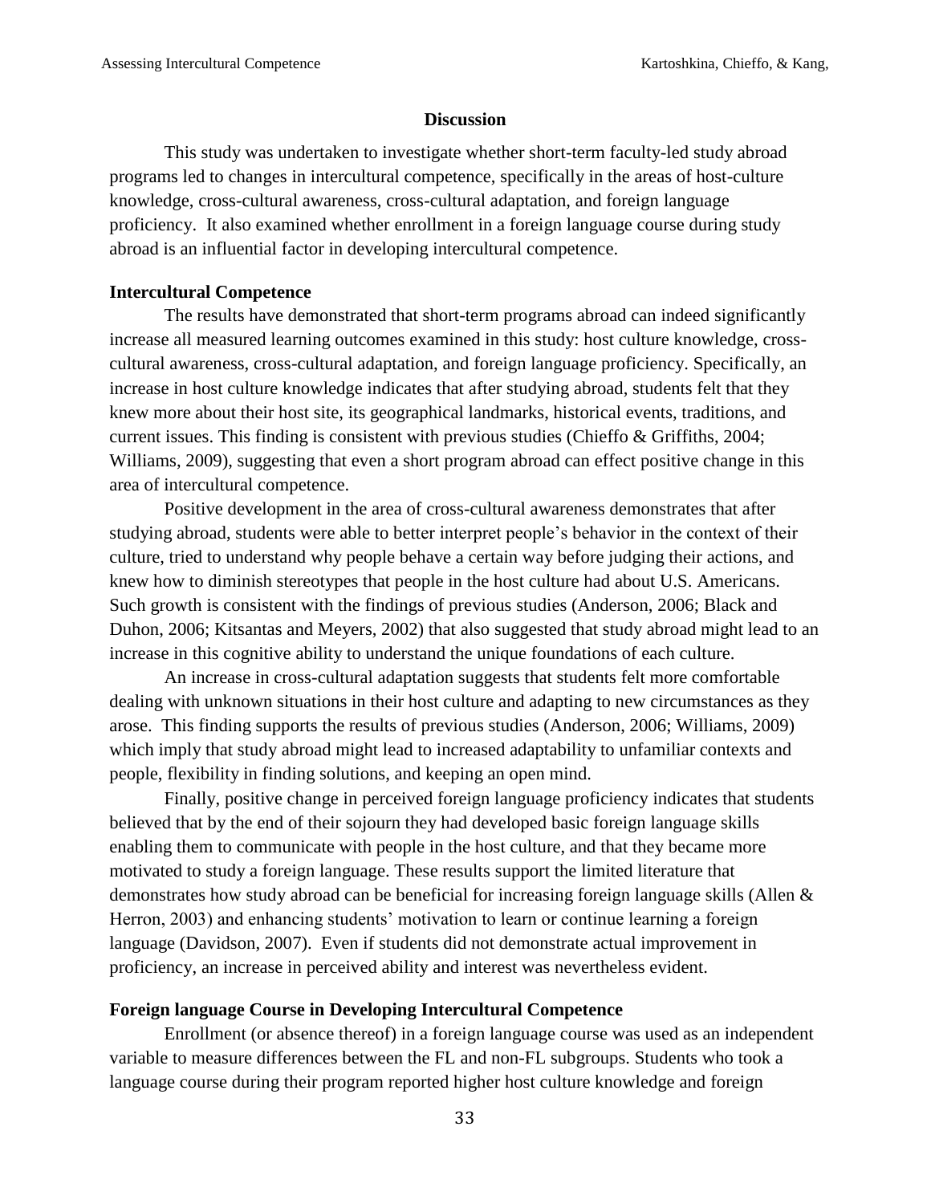## Discussion

This study was undertaken to investigate whether short-term faculty-led study abroad programs led to changes in intercultural competence, specifically in the areas of host-culture knowledge, cross-cultural awareness, cross-cultural adaptation, and foreign language proficiency. It also examined whether enrollment in a foreign language course during study abroad is an influential factor in developing intercultural competence.

### Intercultural Competence

The results have demonstrated that short-term programs abroad can indeed significantly increase all measured learning outcomes examined in this study: host culture knowledge, cross-cultural awareness, cross-cultural adaptation, and foreign language proficiency. Specifically, an increase in host culture knowledge indicates that after studying abroad, students felt that they knew more about their host site, its geographical landmarks, historical events, traditions, and current issues. This finding is consistent with previous studies (Chieffo & Griffiths, 2004; Williams, 2009), suggesting that even a short program abroad can effect positive change in this area of intercultural competence.

Positive development in the area of cross-cultural awareness demonstrates that after studying abroad, students were able to better interpret people's behavior in the context of their culture, tried to understand why people behave a certain way before judging their actions, and knew how to diminish stereotypes that people in the host culture had about U.S. Americans. Such growth is consistent with the findings of previous studies (Anderson, 2006; Black and Duhon, 2006; Kitsantas and Meyers, 2002) that also suggested that study abroad might lead to an increase in this cognitive ability to understand the unique foundations of each culture.

An increase in cross-cultural adaptation suggests that students felt more comfortable dealing with unknown situations in their host culture and adapting to new circumstances as they arose. This finding supports the results of previous studies (Anderson, 2006; Williams, 2009) which imply that study abroad might lead to increased adaptability to unfamiliar contexts and people, flexibility in finding solutions, and keeping an open mind.

Finally, positive change in perceived foreign language proficiency indicates that students believed that by the end of their sojourn they had developed basic foreign language skills enabling them to communicate with people in the host culture, and that they became more motivated to study a foreign language. These results support the limited literature that demonstrates how study abroad can be beneficial for increasing foreign language skills (Allen & Herron, 2003) and enhancing students' motivation to learn or continue learning a foreign language (Davidson, 2007). Even if students did not demonstrate actual improvement in proficiency, an increase in perceived ability and interest was nevertheless evident.

### Foreign language Course in Developing Intercultural Competence

Enrollment (or absence thereof) in a foreign language course was used as an independent variable to measure differences between the FL and non-FL subgroups. Students who took a language course during their program reported higher host culture knowledge and foreign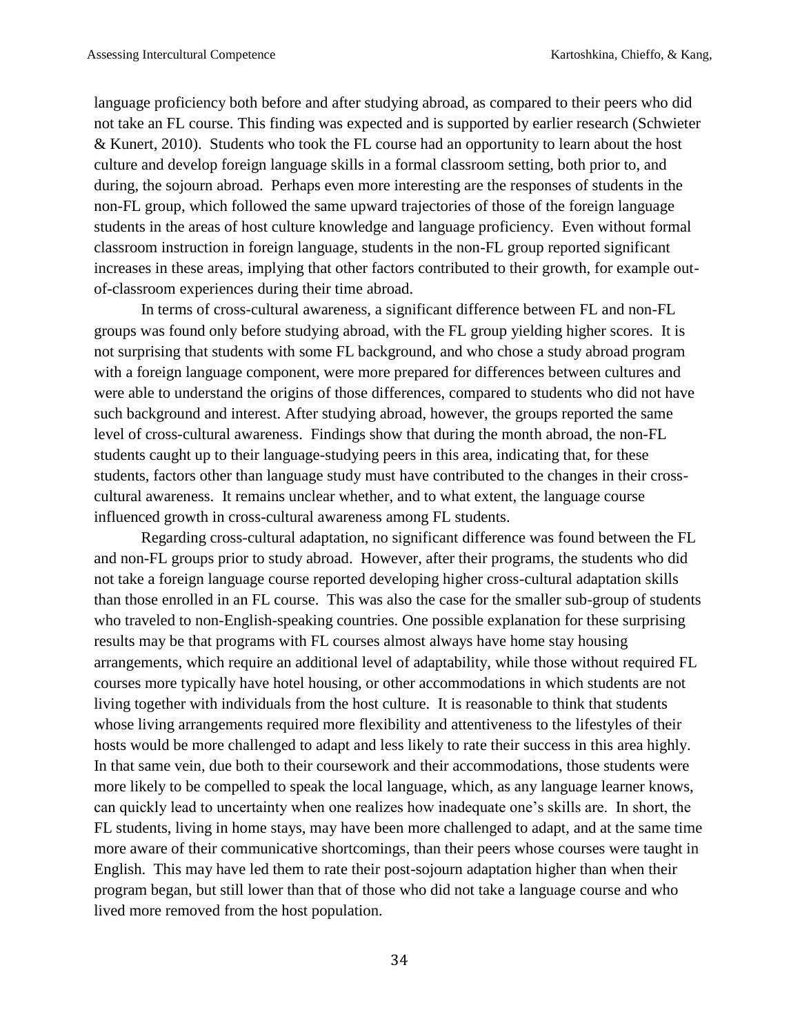language proficiency both before and after studying abroad, as compared to their peers who did not take an FL course. This finding was expected and is supported by earlier research (Schwieter & Kunert, 2010). Students who took the FL course had an opportunity to learn about the host culture and develop foreign language skills in a formal classroom setting, both prior to, and during, the sojourn abroad. Perhaps even more interesting are the responses of students in the non-FL group, which followed the same upward trajectories of those of the foreign language students in the areas of host culture knowledge and language proficiency. Even without formal classroom instruction in foreign language, students in the non-FL group reported significant increases in these areas, implying that other factors contributed to their growth, for example out-of-classroom experiences during their time abroad.

In terms of cross-cultural awareness, a significant difference between FL and non-FL groups was found only before studying abroad, with the FL group yielding higher scores. It is not surprising that students with some FL background, and who chose a study abroad program with a foreign language component, were more prepared for differences between cultures and were able to understand the origins of those differences, compared to students who did not have such background and interest. After studying abroad, however, the groups reported the same level of cross-cultural awareness. Findings show that during the month abroad, the non-FL students caught up to their language-studying peers in this area, indicating that, for these students, factors other than language study must have contributed to the changes in their cross-cultural awareness. It remains unclear whether, and to what extent, the language course influenced growth in cross-cultural awareness among FL students.

Regarding cross-cultural adaptation, no significant difference was found between the FL and non-FL groups prior to study abroad. However, after their programs, the students who did not take a foreign language course reported developing higher cross-cultural adaptation skills than those enrolled in an FL course. This was also the case for the smaller sub-group of students who traveled to non-English-speaking countries. One possible explanation for these surprising results may be that programs with FL courses almost always have home stay housing arrangements, which require an additional level of adaptability, while those without required FL courses more typically have hotel housing, or other accommodations in which students are not living together with individuals from the host culture. It is reasonable to think that students whose living arrangements required more flexibility and attentiveness to the lifestyles of their hosts would be more challenged to adapt and less likely to rate their success in this area highly. In that same vein, due both to their coursework and their accommodations, those students were more likely to be compelled to speak the local language, which, as any language learner knows, can quickly lead to uncertainty when one realizes how inadequate one's skills are. In short, the FL students, living in home stays, may have been more challenged to adapt, and at the same time more aware of their communicative shortcomings, than their peers whose courses were taught in English. This may have led them to rate their post-sojourn adaptation higher than when their program began, but still lower than that of those who did not take a language course and who lived more removed from the host population.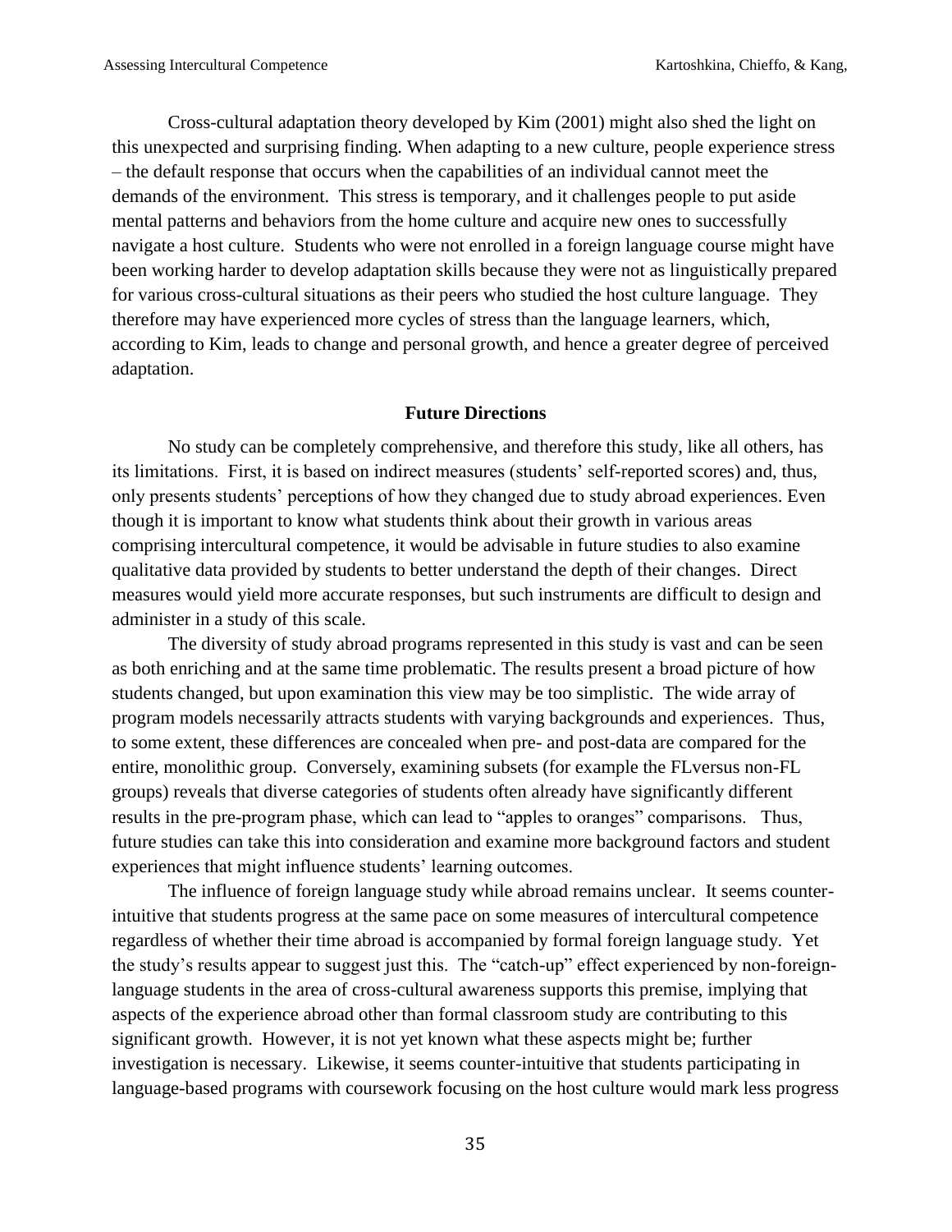Cross-cultural adaptation theory developed by Kim (2001) might also shed the light on this unexpected and surprising finding. When adapting to a new culture, people experience stress – the default response that occurs when the capabilities of an individual cannot meet the demands of the environment. This stress is temporary, and it challenges people to put aside mental patterns and behaviors from the home culture and acquire new ones to successfully navigate a host culture. Students who were not enrolled in a foreign language course might have been working harder to develop adaptation skills because they were not as linguistically prepared for various cross-cultural situations as their peers who studied the host culture language. They therefore may have experienced more cycles of stress than the language learners, which, according to Kim, leads to change and personal growth, and hence a greater degree of perceived adaptation.

## Future Directions

No study can be completely comprehensive, and therefore this study, like all others, has its limitations. First, it is based on indirect measures (students' self-reported scores) and, thus, only presents students' perceptions of how they changed due to study abroad experiences. Even though it is important to know what students think about their growth in various areas comprising intercultural competence, it would be advisable in future studies to also examine qualitative data provided by students to better understand the depth of their changes. Direct measures would yield more accurate responses, but such instruments are difficult to design and administer in a study of this scale.

The diversity of study abroad programs represented in this study is vast and can be seen as both enriching and at the same time problematic. The results present a broad picture of how students changed, but upon examination this view may be too simplistic. The wide array of program models necessarily attracts students with varying backgrounds and experiences. Thus, to some extent, these differences are concealed when pre- and post-data are compared for the entire, monolithic group. Conversely, examining subsets (for example the FLversus non-FL groups) reveals that diverse categories of students often already have significantly different results in the pre-program phase, which can lead to "apples to oranges" comparisons. Thus, future studies can take this into consideration and examine more background factors and student experiences that might influence students' learning outcomes.

The influence of foreign language study while abroad remains unclear. It seems counter-intuitive that students progress at the same pace on some measures of intercultural competence regardless of whether their time abroad is accompanied by formal foreign language study. Yet the study's results appear to suggest just this. The "catch-up" effect experienced by non-foreign-language students in the area of cross-cultural awareness supports this premise, implying that aspects of the experience abroad other than formal classroom study are contributing to this significant growth. However, it is not yet known what these aspects might be; further investigation is necessary. Likewise, it seems counter-intuitive that students participating in language-based programs with coursework focusing on the host culture would mark less progress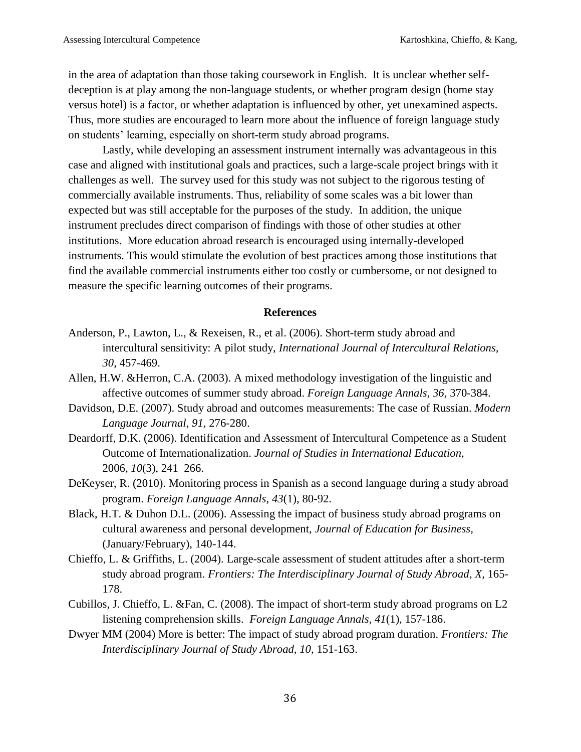in the area of adaptation than those taking coursework in English. It is unclear whether self-deception is at play among the non-language students, or whether program design (home stay versus hotel) is a factor, or whether adaptation is influenced by other, yet unexamined aspects. Thus, more studies are encouraged to learn more about the influence of foreign language study on students' learning, especially on short-term study abroad programs.

Lastly, while developing an assessment instrument internally was advantageous in this case and aligned with institutional goals and practices, such a large-scale project brings with it challenges as well. The survey used for this study was not subject to the rigorous testing of commercially available instruments. Thus, reliability of some scales was a bit lower than expected but was still acceptable for the purposes of the study. In addition, the unique instrument precludes direct comparison of findings with those of other studies at other institutions. More education abroad research is encouraged using internally-developed instruments. This would stimulate the evolution of best practices among those institutions that find the available commercial instruments either too costly or cumbersome, or not designed to measure the specific learning outcomes of their programs.

## References

Anderson, P., Lawton, L., & Rexeisen, R., et al. (2006). Short-term study abroad and intercultural sensitivity: A pilot study, *International Journal of Intercultural Relations, 30*, 457-469.

Allen, H.W. &Herron, C.A. (2003). A mixed methodology investigation of the linguistic and affective outcomes of summer study abroad. *Foreign Language Annals, 36*, 370-384.

Davidson, D.E. (2007). Study abroad and outcomes measurements: The case of Russian. *Modern Language Journal, 91*, 276-280.

Deardorff, D.K. (2006). Identification and Assessment of Intercultural Competence as a Student Outcome of Internationalization. *Journal of Studies in International Education*, 2006, *10*(3), 241–266.

DeKeyser, R. (2010). Monitoring process in Spanish as a second language during a study abroad program. *Foreign Language Annals, 43*(1), 80-92.

Black, H.T. & Duhon D.L. (2006). Assessing the impact of business study abroad programs on cultural awareness and personal development, *Journal of Education for Business*, (January/February), 140-144.

Chieffo, L. & Griffiths, L. (2004). Large-scale assessment of student attitudes after a short-term study abroad program. *Frontiers: The Interdisciplinary Journal of Study Abroad, X*, 165-178.

Cubillos, J. Chieffo, L. &Fan, C. (2008). The impact of short-term study abroad programs on L2 listening comprehension skills. *Foreign Language Annals*, *41*(1), 157-186.

Dwyer MM (2004) More is better: The impact of study abroad program duration. *Frontiers: The Interdisciplinary Journal of Study Abroad, 10*, 151-163.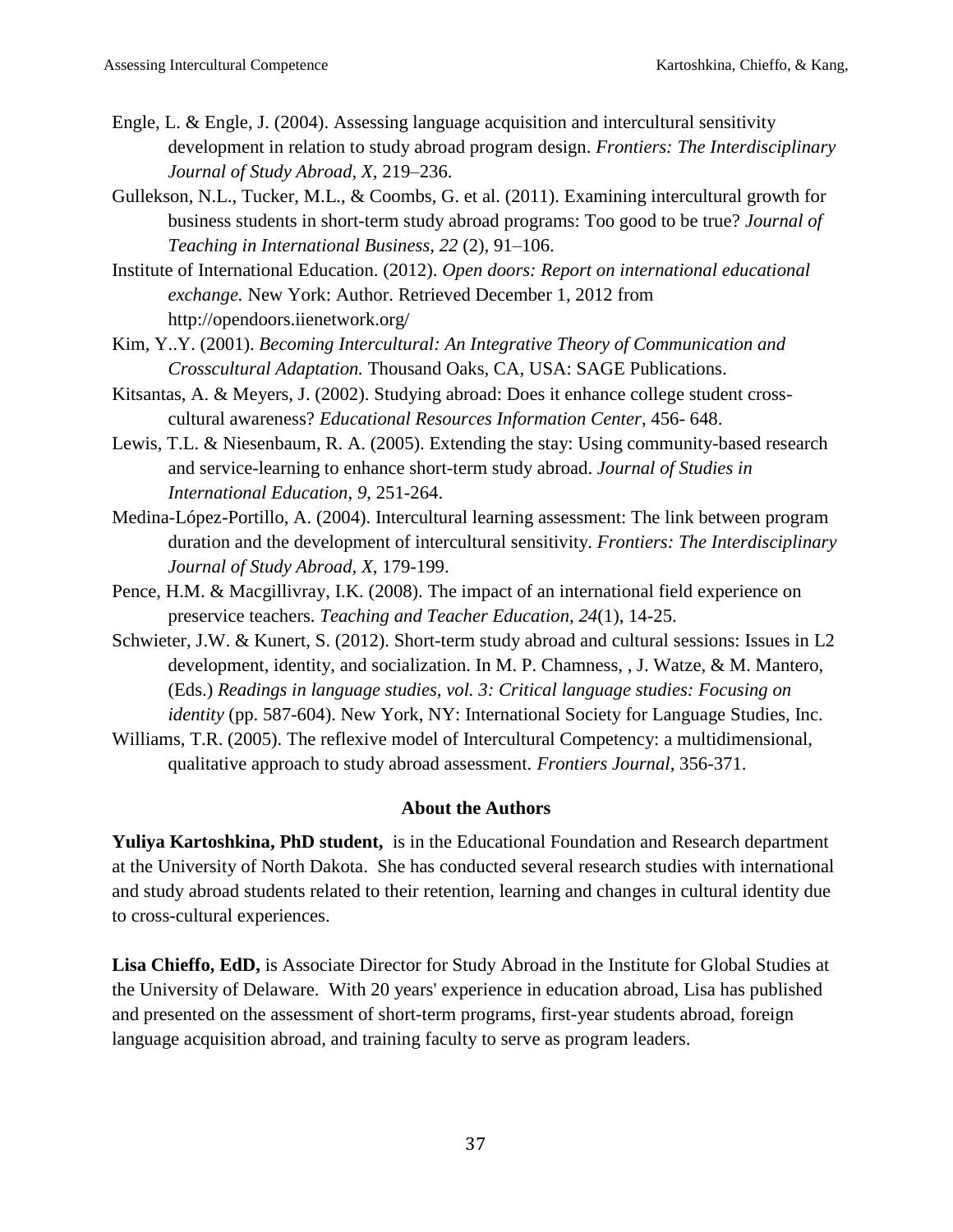Engle, L. & Engle, J. (2004). Assessing language acquisition and intercultural sensitivity development in relation to study abroad program design. *Frontiers: The Interdisciplinary Journal of Study Abroad, X*, 219–236.

Gullekson, N.L., Tucker, M.L., & Coombs, G. et al. (2011). Examining intercultural growth for business students in short-term study abroad programs: Too good to be true? *Journal of Teaching in International Business, 22* (2), 91–106.

Institute of International Education. (2012). *Open doors: Report on international educational exchange.* New York: Author. Retrieved December 1, 2012 from http://opendoors.iienetwork.org/

Kim, Y..Y. (2001). *Becoming Intercultural: An Integrative Theory of Communication and Crosscultural Adaptation.* Thousand Oaks, CA, USA: SAGE Publications.

Kitsantas, A. & Meyers, J. (2002). Studying abroad: Does it enhance college student cross-cultural awareness? *Educational Resources Information Center*, 456- 648.

Lewis, T.L. & Niesenbaum, R. A. (2005). Extending the stay: Using community-based research and service-learning to enhance short-term study abroad. *Journal of Studies in International Education*, *9*, 251-264.

Medina-López-Portillo, A. (2004). Intercultural learning assessment: The link between program duration and the development of intercultural sensitivity. *Frontiers: The Interdisciplinary Journal of Study Abroad, X*, 179-199.

Pence, H.M. & Macgillivray, I.K. (2008). The impact of an international field experience on preservice teachers. *Teaching and Teacher Education, 24*(1), 14-25.

Schwieter, J.W. & Kunert, S. (2012). Short-term study abroad and cultural sessions: Issues in L2 development, identity, and socialization. In M. P. Chamness, , J. Watze, & M. Mantero, (Eds.) *Readings in language studies, vol. 3: Critical language studies: Focusing on identity* (pp. 587-604). New York, NY: International Society for Language Studies, Inc.

Williams, T.R. (2005). The reflexive model of Intercultural Competency: a multidimensional, qualitative approach to study abroad assessment. *Frontiers Journal*, 356-371.

## About the Authors

**Yuliya Kartoshkina, PhD student,** is in the Educational Foundation and Research department at the University of North Dakota. She has conducted several research studies with international and study abroad students related to their retention, learning and changes in cultural identity due to cross-cultural experiences.

**Lisa Chieffo, EdD,** is Associate Director for Study Abroad in the Institute for Global Studies at the University of Delaware. With 20 years' experience in education abroad, Lisa has published and presented on the assessment of short-term programs, first-year students abroad, foreign language acquisition abroad, and training faculty to serve as program leaders.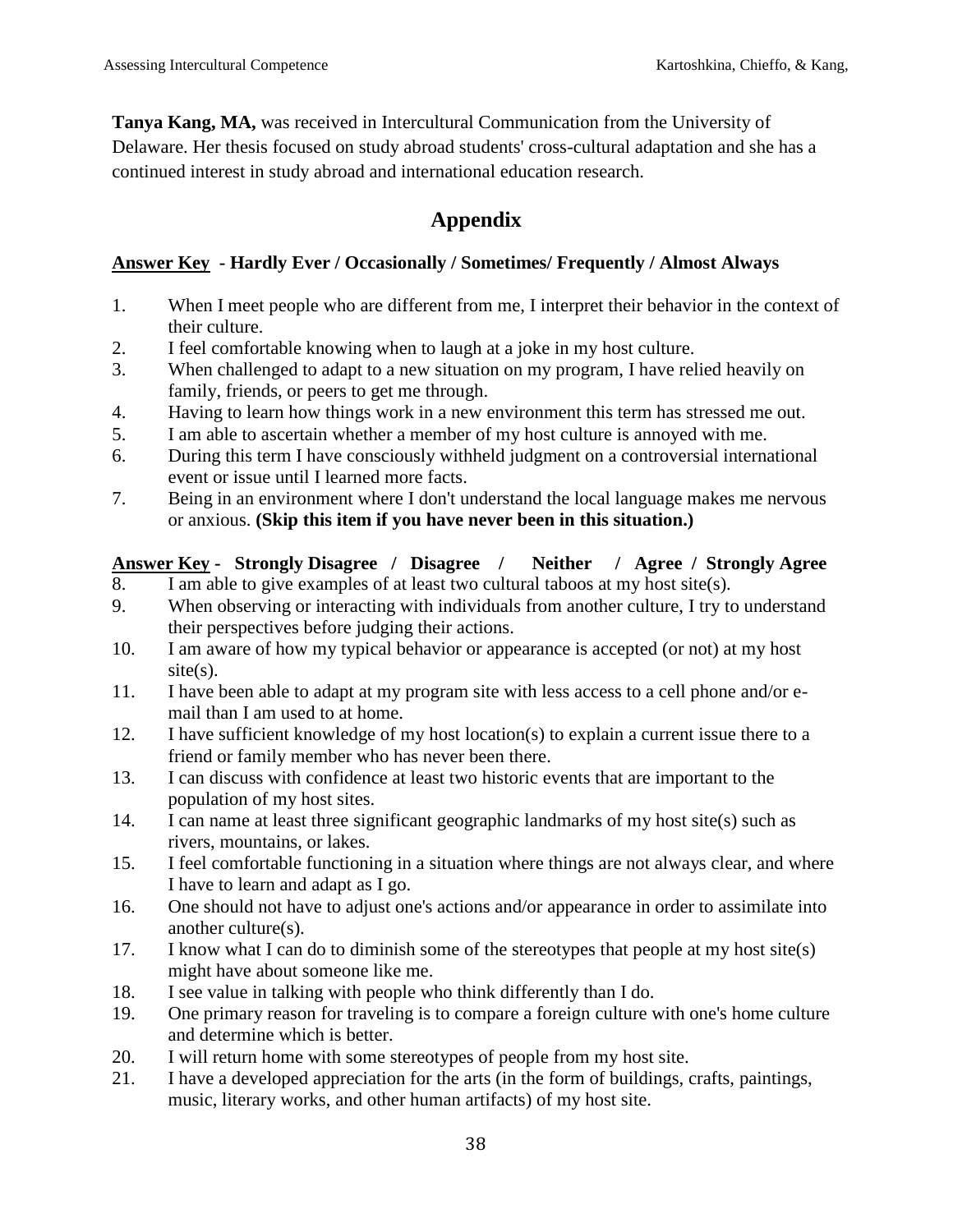**Tanya Kang, MA,** was received in Intercultural Communication from the University of Delaware. Her thesis focused on study abroad students' cross-cultural adaptation and she has a continued interest in study abroad and international education research.

## Appendix

**<u>Answer Key</u> - Hardly Ever / Occasionally / Sometimes/ Frequently / Almost Always**

1. When I meet people who are different from me, I interpret their behavior in the context of their culture.
2. I feel comfortable knowing when to laugh at a joke in my host culture.
3. When challenged to adapt to a new situation on my program, I have relied heavily on family, friends, or peers to get me through.
4. Having to learn how things work in a new environment this term has stressed me out.
5. I am able to ascertain whether a member of my host culture is annoyed with me.
6. During this term I have consciously withheld judgment on a controversial international event or issue until I learned more facts.
7. Being in an environment where I don't understand the local language makes me nervous or anxious. **(Skip this item if you have never been in this situation.)**

**<u>Answer Key</u> - Strongly Disagree / Disagree / Neither / Agree / Strongly Agree**

8. I am able to give examples of at least two cultural taboos at my host site(s).
9. When observing or interacting with individuals from another culture, I try to understand their perspectives before judging their actions.
10. I am aware of how my typical behavior or appearance is accepted (or not) at my host site(s).
11. I have been able to adapt at my program site with less access to a cell phone and/or e-mail than I am used to at home.
12. I have sufficient knowledge of my host location(s) to explain a current issue there to a friend or family member who has never been there.
13. I can discuss with confidence at least two historic events that are important to the population of my host sites.
14. I can name at least three significant geographic landmarks of my host site(s) such as rivers, mountains, or lakes.
15. I feel comfortable functioning in a situation where things are not always clear, and where I have to learn and adapt as I go.
16. One should not have to adjust one's actions and/or appearance in order to assimilate into another culture(s).
17. I know what I can do to diminish some of the stereotypes that people at my host site(s) might have about someone like me.
18. I see value in talking with people who think differently than I do.
19. One primary reason for traveling is to compare a foreign culture with one's home culture and determine which is better.
20. I will return home with some stereotypes of people from my host site.
21. I have a developed appreciation for the arts (in the form of buildings, crafts, paintings, music, literary works, and other human artifacts) of my host site.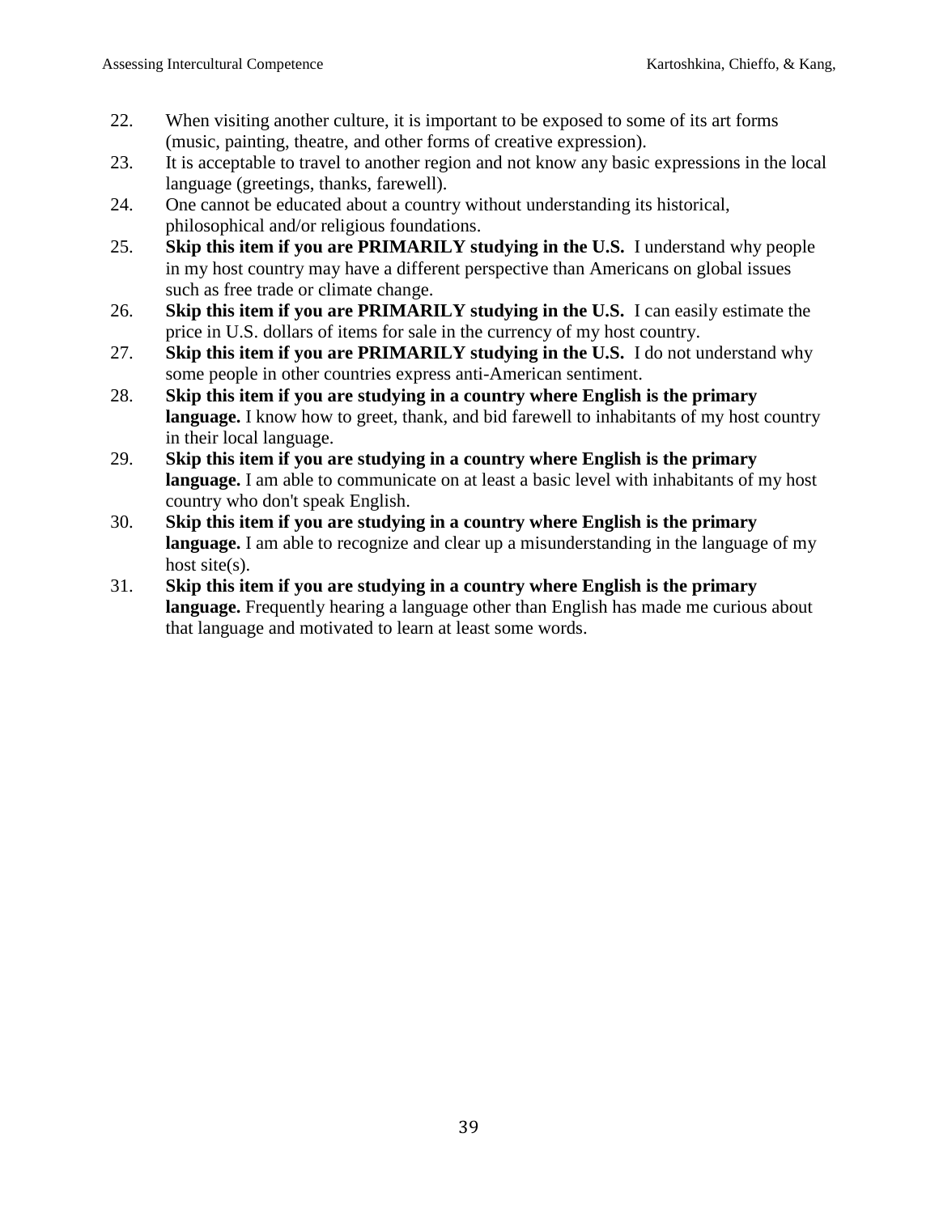22. When visiting another culture, it is important to be exposed to some of its art forms (music, painting, theatre, and other forms of creative expression).
23. It is acceptable to travel to another region and not know any basic expressions in the local language (greetings, thanks, farewell).
24. One cannot be educated about a country without understanding its historical, philosophical and/or religious foundations.
25. **Skip this item if you are PRIMARILY studying in the U.S.** I understand why people in my host country may have a different perspective than Americans on global issues such as free trade or climate change.
26. **Skip this item if you are PRIMARILY studying in the U.S.** I can easily estimate the price in U.S. dollars of items for sale in the currency of my host country.
27. **Skip this item if you are PRIMARILY studying in the U.S.** I do not understand why some people in other countries express anti-American sentiment.
28. **Skip this item if you are studying in a country where English is the primary language.** I know how to greet, thank, and bid farewell to inhabitants of my host country in their local language.
29. **Skip this item if you are studying in a country where English is the primary language.** I am able to communicate on at least a basic level with inhabitants of my host country who don't speak English.
30. **Skip this item if you are studying in a country where English is the primary language.** I am able to recognize and clear up a misunderstanding in the language of my host site(s).
31. **Skip this item if you are studying in a country where English is the primary language.** Frequently hearing a language other than English has made me curious about that language and motivated to learn at least some words.